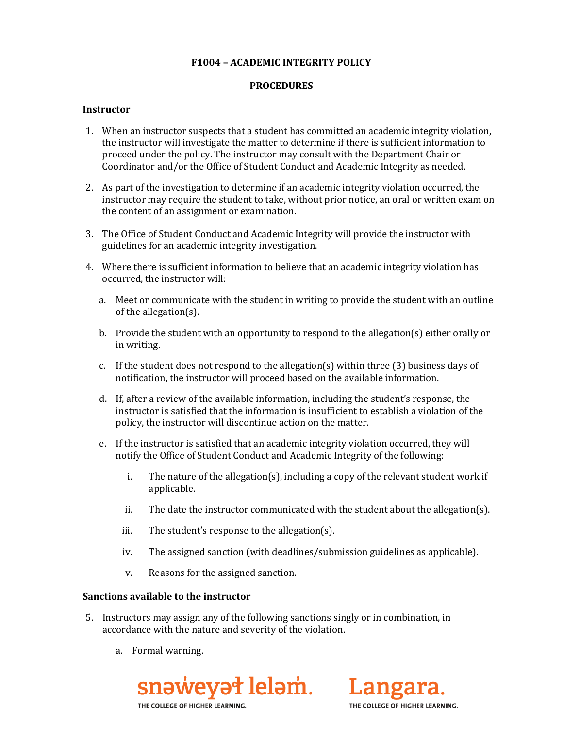# F1004 – ACADEMIC INTEGRITY POLICY

## PROCEDURES

### Instructor

1. When an instructor suspects that a student has committed an academic integrity violation, the instructor will investigate the matter to determine if there is sufficient information to proceed under the policy. The instructor may consult with the Department Chair or Coordinator and/or the Office of Student Conduct and Academic Integrity as needed.

2. As part of the investigation to determine if an academic integrity violation occurred, the instructor may require the student to take, without prior notice, an oral or written exam on the content of an assignment or examination.

3. The Office of Student Conduct and Academic Integrity will provide the instructor with guidelines for an academic integrity investigation.

4. Where there is sufficient information to believe that an academic integrity violation has occurred, the instructor will:

   a. Meet or communicate with the student in writing to provide the student with an outline of the allegation(s).

   b. Provide the student with an opportunity to respond to the allegation(s) either orally or in writing.

   c. If the student does not respond to the allegation(s) within three (3) business days of notification, the instructor will proceed based on the available information.

   d. If, after a review of the available information, including the student's response, the instructor is satisfied that the information is insufficient to establish a violation of the policy, the instructor will discontinue action on the matter.

   e. If the instructor is satisfied that an academic integrity violation occurred, they will notify the Office of Student Conduct and Academic Integrity of the following:

      i. The nature of the allegation(s), including a copy of the relevant student work if applicable.

      ii. The date the instructor communicated with the student about the allegation(s).

      iii. The student's response to the allegation(s).

      iv. The assigned sanction (with deadlines/submission guidelines as applicable).

      v. Reasons for the assigned sanction.

### Sanctions available to the instructor

5. Instructors may assign any of the following sanctions singly or in combination, in accordance with the nature and severity of the violation.

   a. Formal warning.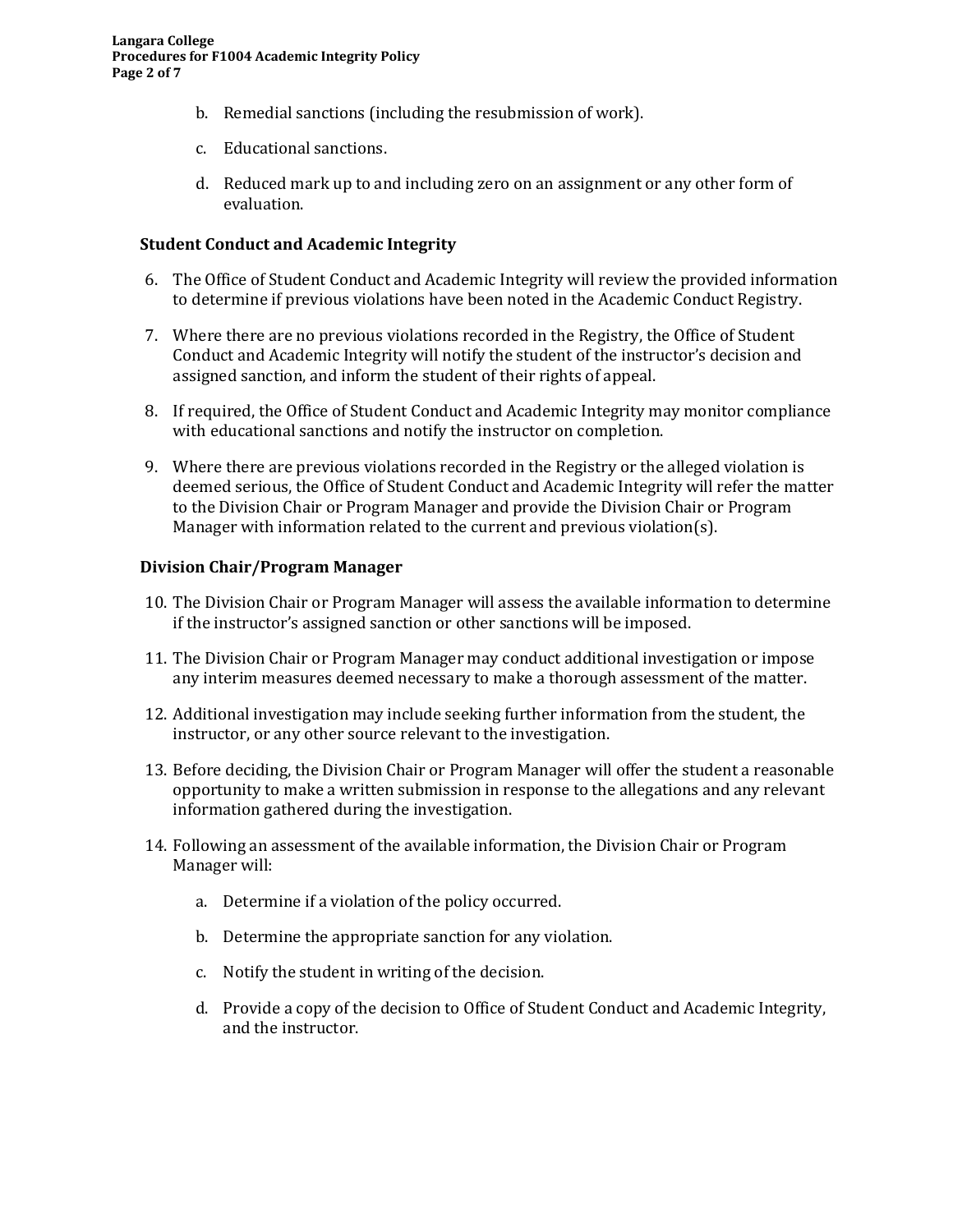b. Remedial sanctions (including the resubmission of work).

c. Educational sanctions.

d. Reduced mark up to and including zero on an assignment or any other form of evaluation.

### Student Conduct and Academic Integrity

6. The Office of Student Conduct and Academic Integrity will review the provided information to determine if previous violations have been noted in the Academic Conduct Registry.

7. Where there are no previous violations recorded in the Registry, the Office of Student Conduct and Academic Integrity will notify the student of the instructor's decision and assigned sanction, and inform the student of their rights of appeal.

8. If required, the Office of Student Conduct and Academic Integrity may monitor compliance with educational sanctions and notify the instructor on completion.

9. Where there are previous violations recorded in the Registry or the alleged violation is deemed serious, the Office of Student Conduct and Academic Integrity will refer the matter to the Division Chair or Program Manager and provide the Division Chair or Program Manager with information related to the current and previous violation(s).

### Division Chair/Program Manager

10. The Division Chair or Program Manager will assess the available information to determine if the instructor's assigned sanction or other sanctions will be imposed.

11. The Division Chair or Program Manager may conduct additional investigation or impose any interim measures deemed necessary to make a thorough assessment of the matter.

12. Additional investigation may include seeking further information from the student, the instructor, or any other source relevant to the investigation.

13. Before deciding, the Division Chair or Program Manager will offer the student a reasonable opportunity to make a written submission in response to the allegations and any relevant information gathered during the investigation.

14. Following an assessment of the available information, the Division Chair or Program Manager will:

    a. Determine if a violation of the policy occurred.

    b. Determine the appropriate sanction for any violation.

    c. Notify the student in writing of the decision.

    d. Provide a copy of the decision to Office of Student Conduct and Academic Integrity, and the instructor.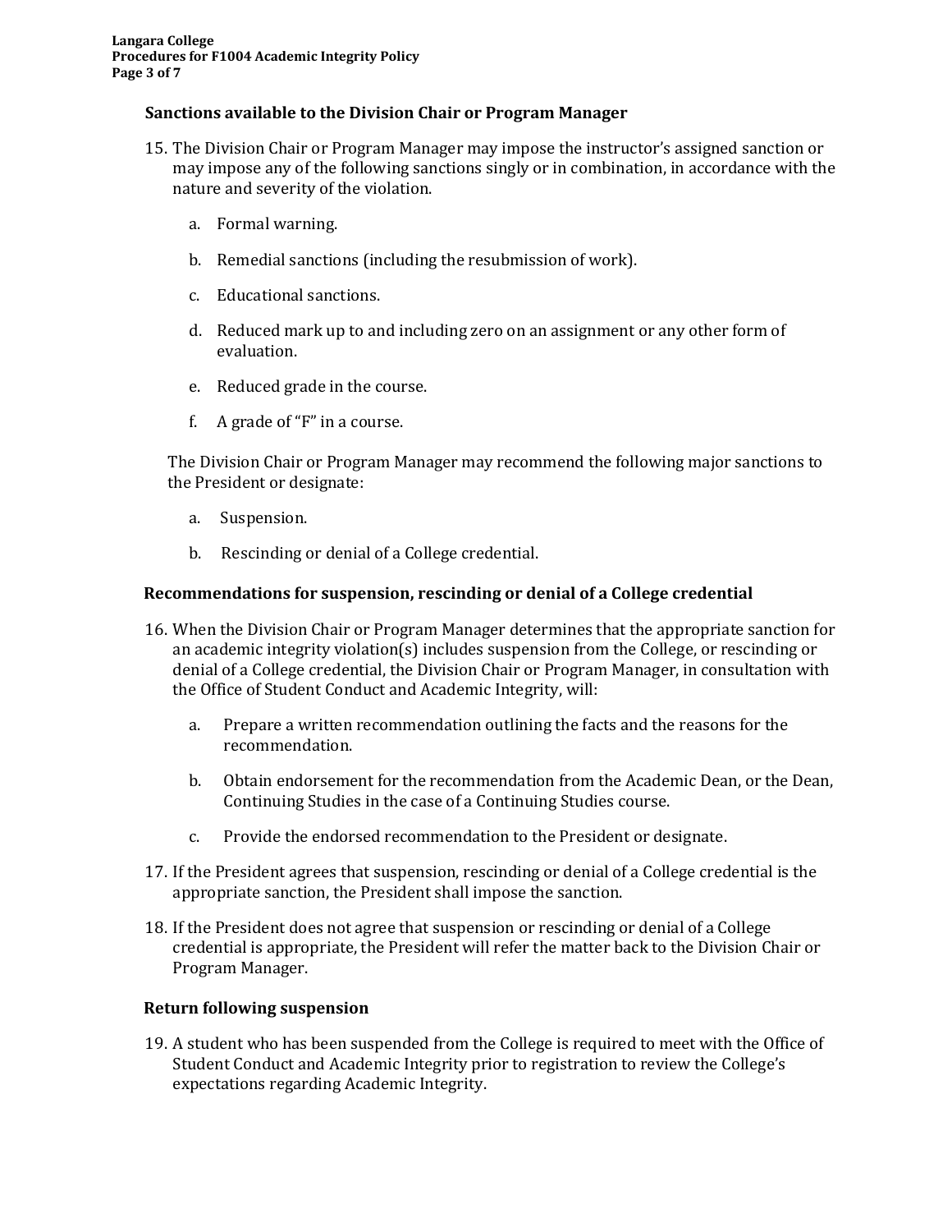### Sanctions available to the Division Chair or Program Manager

15. The Division Chair or Program Manager may impose the instructor's assigned sanction or may impose any of the following sanctions singly or in combination, in accordance with the nature and severity of the violation.

    a. Formal warning.

    b. Remedial sanctions (including the resubmission of work).

    c. Educational sanctions.

    d. Reduced mark up to and including zero on an assignment or any other form of evaluation.

    e. Reduced grade in the course.

    f. A grade of "F" in a course.

    The Division Chair or Program Manager may recommend the following major sanctions to the President or designate:

    a. Suspension.

    b. Rescinding or denial of a College credential.

### Recommendations for suspension, rescinding or denial of a College credential

16. When the Division Chair or Program Manager determines that the appropriate sanction for an academic integrity violation(s) includes suspension from the College, or rescinding or denial of a College credential, the Division Chair or Program Manager, in consultation with the Office of Student Conduct and Academic Integrity, will:

    a. Prepare a written recommendation outlining the facts and the reasons for the recommendation.

    b. Obtain endorsement for the recommendation from the Academic Dean, or the Dean, Continuing Studies in the case of a Continuing Studies course.

    c. Provide the endorsed recommendation to the President or designate.

17. If the President agrees that suspension, rescinding or denial of a College credential is the appropriate sanction, the President shall impose the sanction.

18. If the President does not agree that suspension or rescinding or denial of a College credential is appropriate, the President will refer the matter back to the Division Chair or Program Manager.

### Return following suspension

19. A student who has been suspended from the College is required to meet with the Office of Student Conduct and Academic Integrity prior to registration to review the College's expectations regarding Academic Integrity.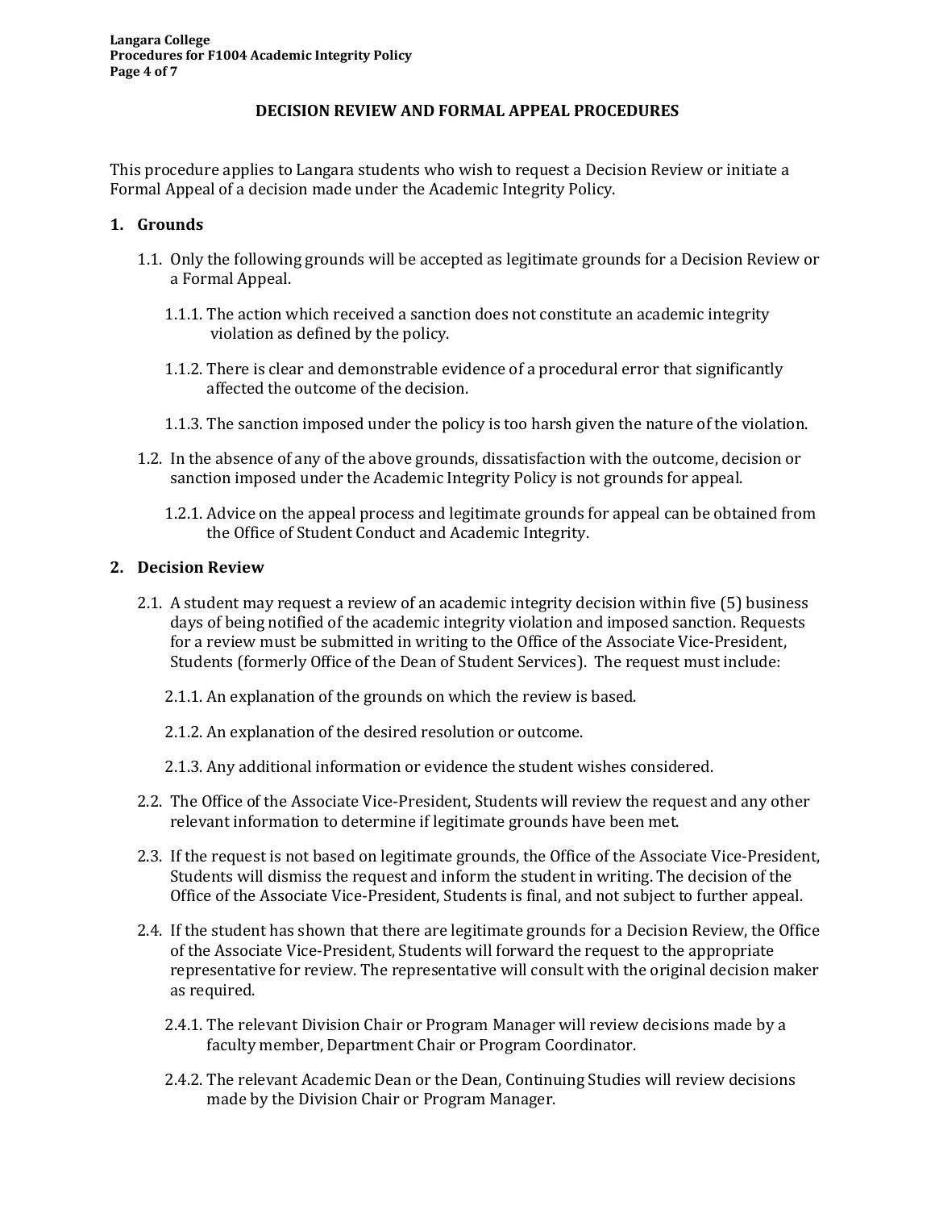## DECISION REVIEW AND FORMAL APPEAL PROCEDURES

This procedure applies to Langara students who wish to request a Decision Review or initiate a Formal Appeal of a decision made under the Academic Integrity Policy.

### 1. Grounds

1.1. Only the following grounds will be accepted as legitimate grounds for a Decision Review or a Formal Appeal.

1.1.1. The action which received a sanction does not constitute an academic integrity violation as defined by the policy.

1.1.2. There is clear and demonstrable evidence of a procedural error that significantly affected the outcome of the decision.

1.1.3. The sanction imposed under the policy is too harsh given the nature of the violation.

1.2. In the absence of any of the above grounds, dissatisfaction with the outcome, decision or sanction imposed under the Academic Integrity Policy is not grounds for appeal.

1.2.1. Advice on the appeal process and legitimate grounds for appeal can be obtained from the Office of Student Conduct and Academic Integrity.

### 2. Decision Review

2.1. A student may request a review of an academic integrity decision within five (5) business days of being notified of the academic integrity violation and imposed sanction. Requests for a review must be submitted in writing to the Office of the Associate Vice-President, Students (formerly Office of the Dean of Student Services). The request must include:

2.1.1. An explanation of the grounds on which the review is based.

2.1.2. An explanation of the desired resolution or outcome.

2.1.3. Any additional information or evidence the student wishes considered.

2.2. The Office of the Associate Vice-President, Students will review the request and any other relevant information to determine if legitimate grounds have been met.

2.3. If the request is not based on legitimate grounds, the Office of the Associate Vice-President, Students will dismiss the request and inform the student in writing. The decision of the Office of the Associate Vice-President, Students is final, and not subject to further appeal.

2.4. If the student has shown that there are legitimate grounds for a Decision Review, the Office of the Associate Vice-President, Students will forward the request to the appropriate representative for review. The representative will consult with the original decision maker as required.

2.4.1. The relevant Division Chair or Program Manager will review decisions made by a faculty member, Department Chair or Program Coordinator.

2.4.2. The relevant Academic Dean or the Dean, Continuing Studies will review decisions made by the Division Chair or Program Manager.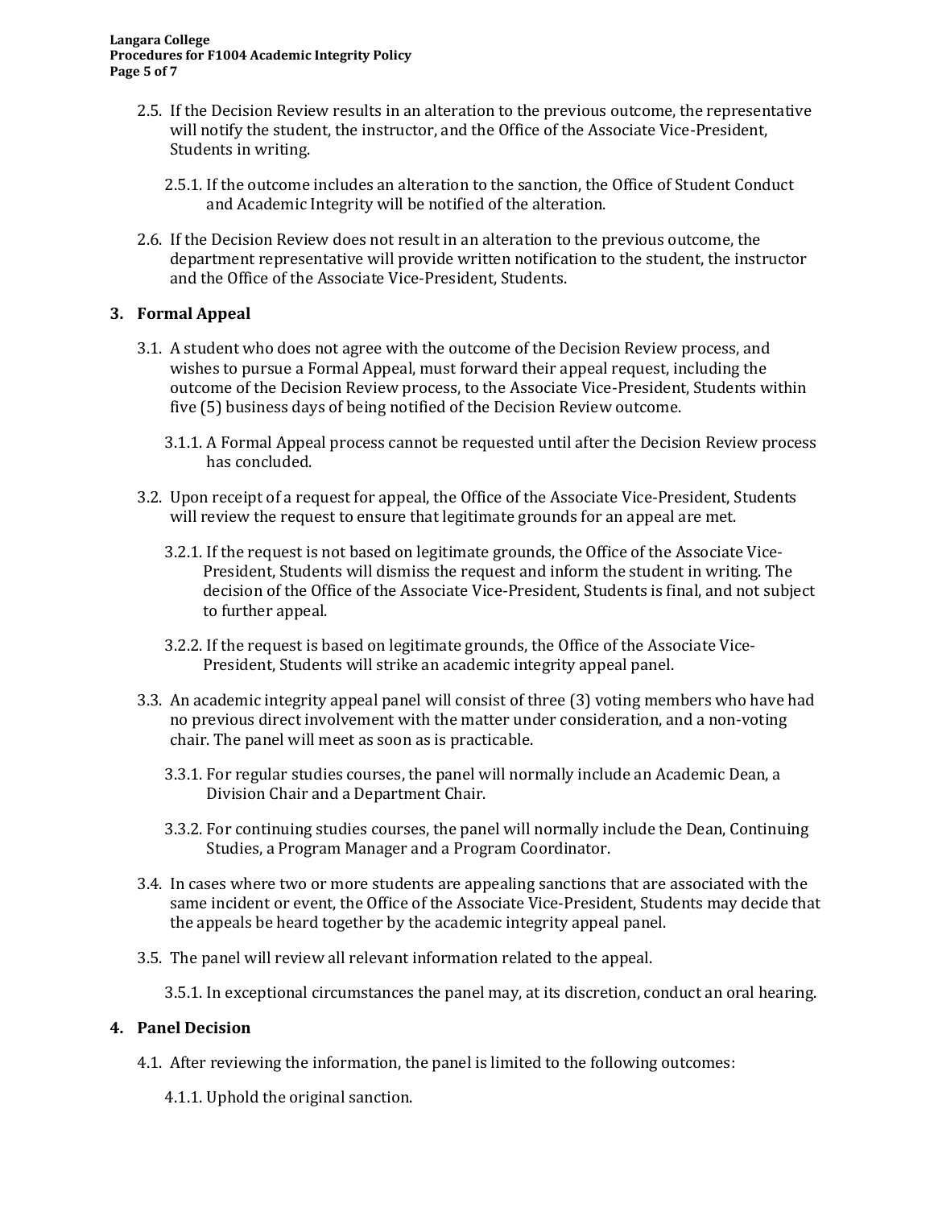2.5. If the Decision Review results in an alteration to the previous outcome, the representative will notify the student, the instructor, and the Office of the Associate Vice-President, Students in writing.

2.5.1. If the outcome includes an alteration to the sanction, the Office of Student Conduct and Academic Integrity will be notified of the alteration.

2.6. If the Decision Review does not result in an alteration to the previous outcome, the department representative will provide written notification to the student, the instructor and the Office of the Associate Vice-President, Students.

## 3. Formal Appeal

3.1. A student who does not agree with the outcome of the Decision Review process, and wishes to pursue a Formal Appeal, must forward their appeal request, including the outcome of the Decision Review process, to the Associate Vice-President, Students within five (5) business days of being notified of the Decision Review outcome.

3.1.1. A Formal Appeal process cannot be requested until after the Decision Review process has concluded.

3.2. Upon receipt of a request for appeal, the Office of the Associate Vice-President, Students will review the request to ensure that legitimate grounds for an appeal are met.

3.2.1. If the request is not based on legitimate grounds, the Office of the Associate Vice-President, Students will dismiss the request and inform the student in writing. The decision of the Office of the Associate Vice-President, Students is final, and not subject to further appeal.

3.2.2. If the request is based on legitimate grounds, the Office of the Associate Vice-President, Students will strike an academic integrity appeal panel.

3.3. An academic integrity appeal panel will consist of three (3) voting members who have had no previous direct involvement with the matter under consideration, and a non-voting chair. The panel will meet as soon as is practicable.

3.3.1. For regular studies courses, the panel will normally include an Academic Dean, a Division Chair and a Department Chair.

3.3.2. For continuing studies courses, the panel will normally include the Dean, Continuing Studies, a Program Manager and a Program Coordinator.

3.4. In cases where two or more students are appealing sanctions that are associated with the same incident or event, the Office of the Associate Vice-President, Students may decide that the appeals be heard together by the academic integrity appeal panel.

3.5. The panel will review all relevant information related to the appeal.

3.5.1. In exceptional circumstances the panel may, at its discretion, conduct an oral hearing.

## 4. Panel Decision

4.1. After reviewing the information, the panel is limited to the following outcomes:

4.1.1. Uphold the original sanction.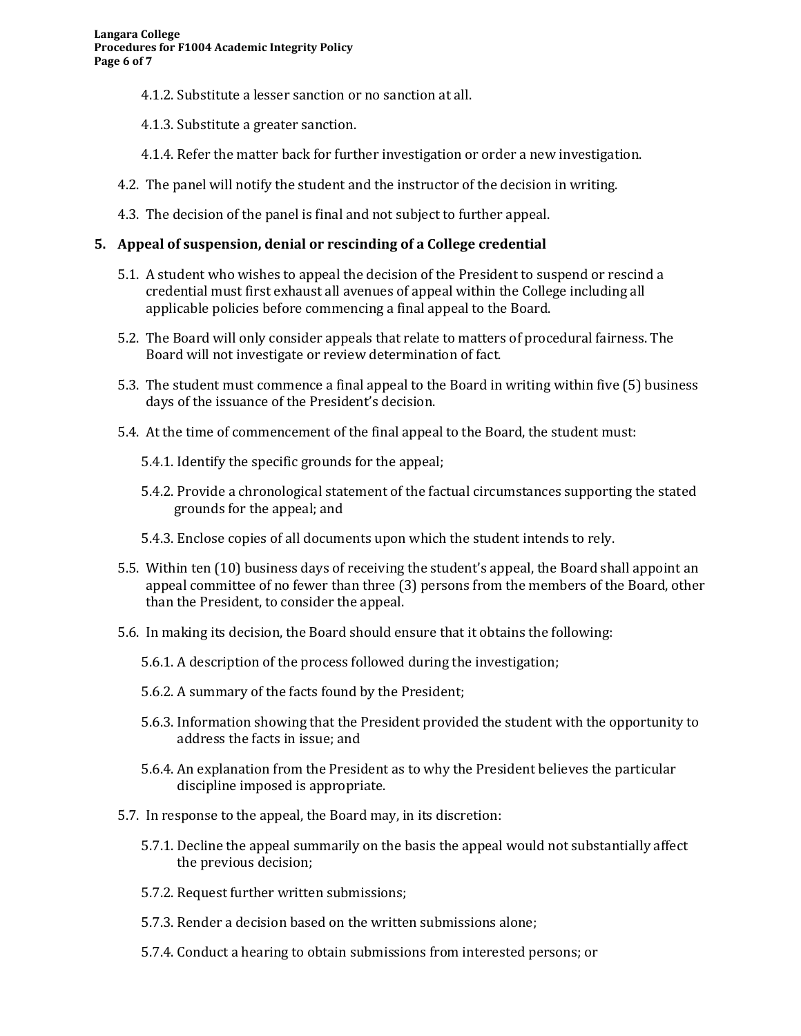4.1.2. Substitute a lesser sanction or no sanction at all.

4.1.3. Substitute a greater sanction.

4.1.4. Refer the matter back for further investigation or order a new investigation.

4.2. The panel will notify the student and the instructor of the decision in writing.

4.3. The decision of the panel is final and not subject to further appeal.

## 5. Appeal of suspension, denial or rescinding of a College credential

5.1. A student who wishes to appeal the decision of the President to suspend or rescind a credential must first exhaust all avenues of appeal within the College including all applicable policies before commencing a final appeal to the Board.

5.2. The Board will only consider appeals that relate to matters of procedural fairness. The Board will not investigate or review determination of fact.

5.3. The student must commence a final appeal to the Board in writing within five (5) business days of the issuance of the President's decision.

5.4. At the time of commencement of the final appeal to the Board, the student must:

5.4.1. Identify the specific grounds for the appeal;

5.4.2. Provide a chronological statement of the factual circumstances supporting the stated grounds for the appeal; and

5.4.3. Enclose copies of all documents upon which the student intends to rely.

5.5. Within ten (10) business days of receiving the student's appeal, the Board shall appoint an appeal committee of no fewer than three (3) persons from the members of the Board, other than the President, to consider the appeal.

5.6. In making its decision, the Board should ensure that it obtains the following:

5.6.1. A description of the process followed during the investigation;

5.6.2. A summary of the facts found by the President;

5.6.3. Information showing that the President provided the student with the opportunity to address the facts in issue; and

5.6.4. An explanation from the President as to why the President believes the particular discipline imposed is appropriate.

5.7. In response to the appeal, the Board may, in its discretion:

5.7.1. Decline the appeal summarily on the basis the appeal would not substantially affect the previous decision;

5.7.2. Request further written submissions;

5.7.3. Render a decision based on the written submissions alone;

5.7.4. Conduct a hearing to obtain submissions from interested persons; or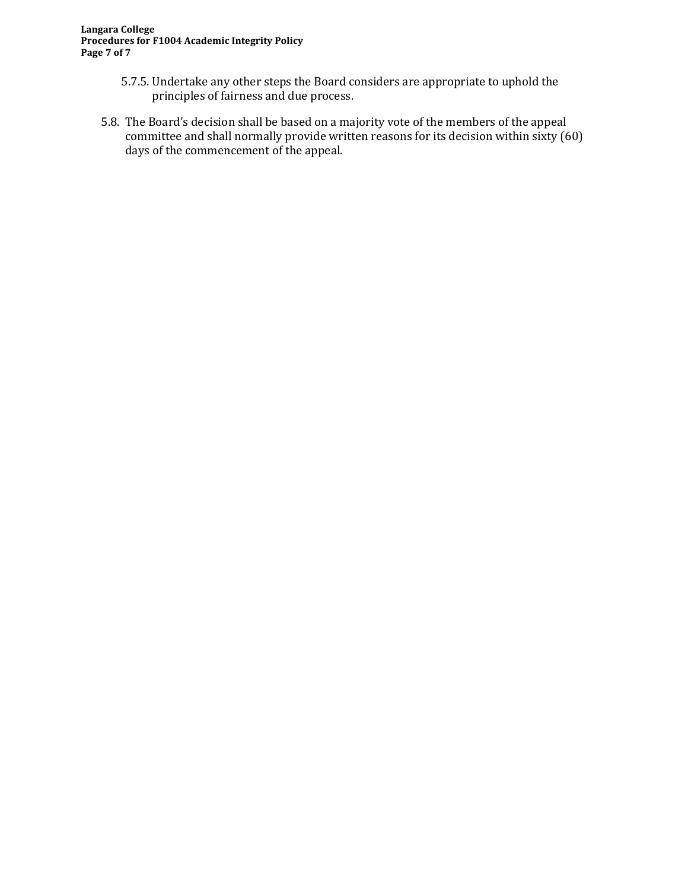5.7.5. Undertake any other steps the Board considers are appropriate to uphold the principles of fairness and due process.

5.8. The Board's decision shall be based on a majority vote of the members of the appeal committee and shall normally provide written reasons for its decision within sixty (60) days of the commencement of the appeal.